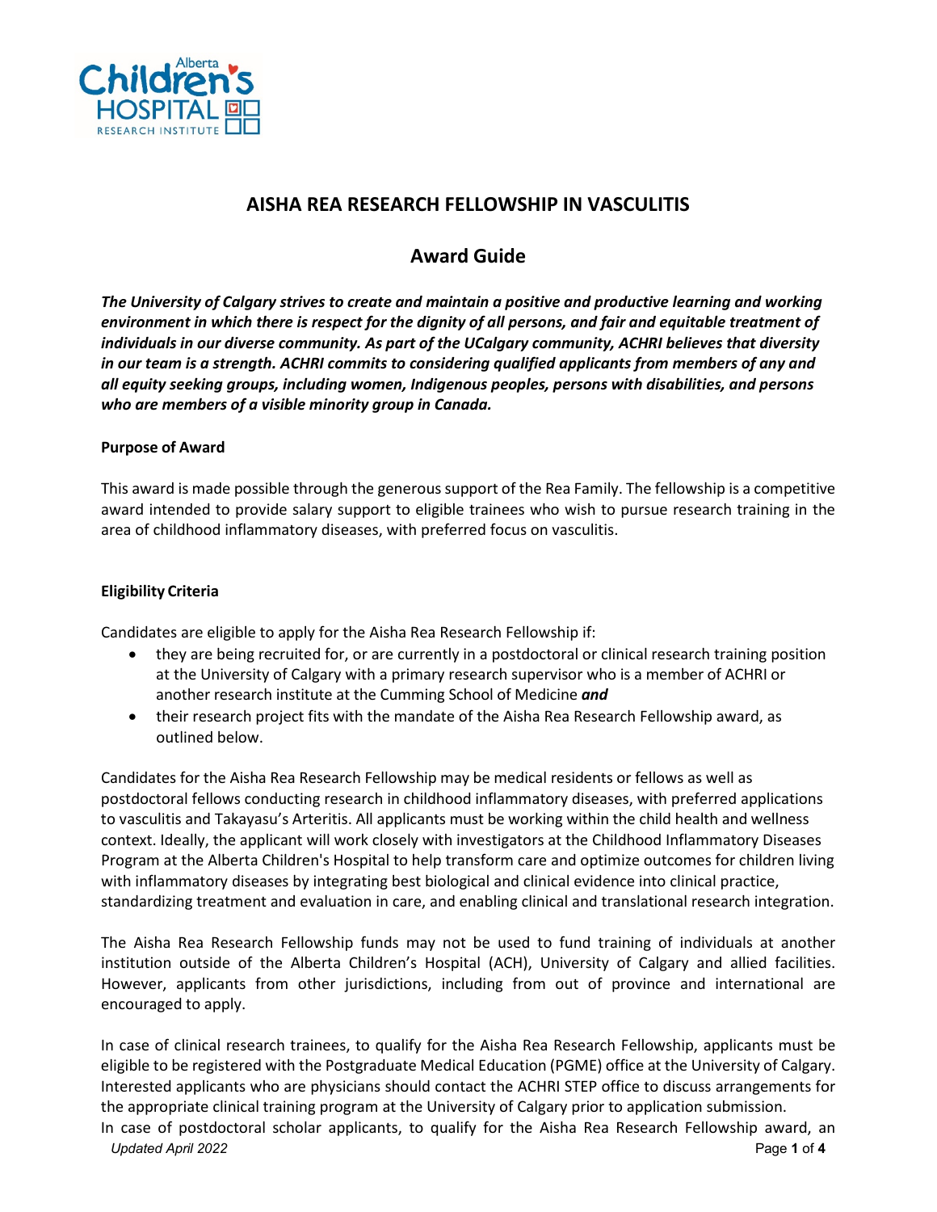# AISHA REA RESEARCH FELLOWSHIP IN VASCULITIS

## Award Guide

***The University of Calgary strives to create and maintain a positive and productive learning and working environment in which there is respect for the dignity of all persons, and fair and equitable treatment of individuals in our diverse community. As part of the UCalgary community, ACHRI believes that diversity in our team is a strength. ACHRI commits to considering qualified applicants from members of any and all equity seeking groups, including women, Indigenous peoples, persons with disabilities, and persons who are members of a visible minority group in Canada.***

**Purpose of Award**

This award is made possible through the generous support of the Rea Family. The fellowship is a competitive award intended to provide salary support to eligible trainees who wish to pursue research training in the area of childhood inflammatory diseases, with preferred focus on vasculitis.

**Eligibility Criteria**

Candidates are eligible to apply for the Aisha Rea Research Fellowship if:

- they are being recruited for, or are currently in a postdoctoral or clinical research training position at the University of Calgary with a primary research supervisor who is a member of ACHRI or another research institute at the Cumming School of Medicine ***and***
- their research project fits with the mandate of the Aisha Rea Research Fellowship award, as outlined below.

Candidates for the Aisha Rea Research Fellowship may be medical residents or fellows as well as postdoctoral fellows conducting research in childhood inflammatory diseases, with preferred applications to vasculitis and Takayasu's Arteritis. All applicants must be working within the child health and wellness context. Ideally, the applicant will work closely with investigators at the Childhood Inflammatory Diseases Program at the Alberta Children's Hospital to help transform care and optimize outcomes for children living with inflammatory diseases by integrating best biological and clinical evidence into clinical practice, standardizing treatment and evaluation in care, and enabling clinical and translational research integration.

The Aisha Rea Research Fellowship funds may not be used to fund training of individuals at another institution outside of the Alberta Children's Hospital (ACH), University of Calgary and allied facilities. However, applicants from other jurisdictions, including from out of province and international are encouraged to apply.

In case of clinical research trainees, to qualify for the Aisha Rea Research Fellowship, applicants must be eligible to be registered with the Postgraduate Medical Education (PGME) office at the University of Calgary. Interested applicants who are physicians should contact the ACHRI STEP office to discuss arrangements for the appropriate clinical training program at the University of Calgary prior to application submission.

In case of postdoctoral scholar applicants, to qualify for the Aisha Rea Research Fellowship award, an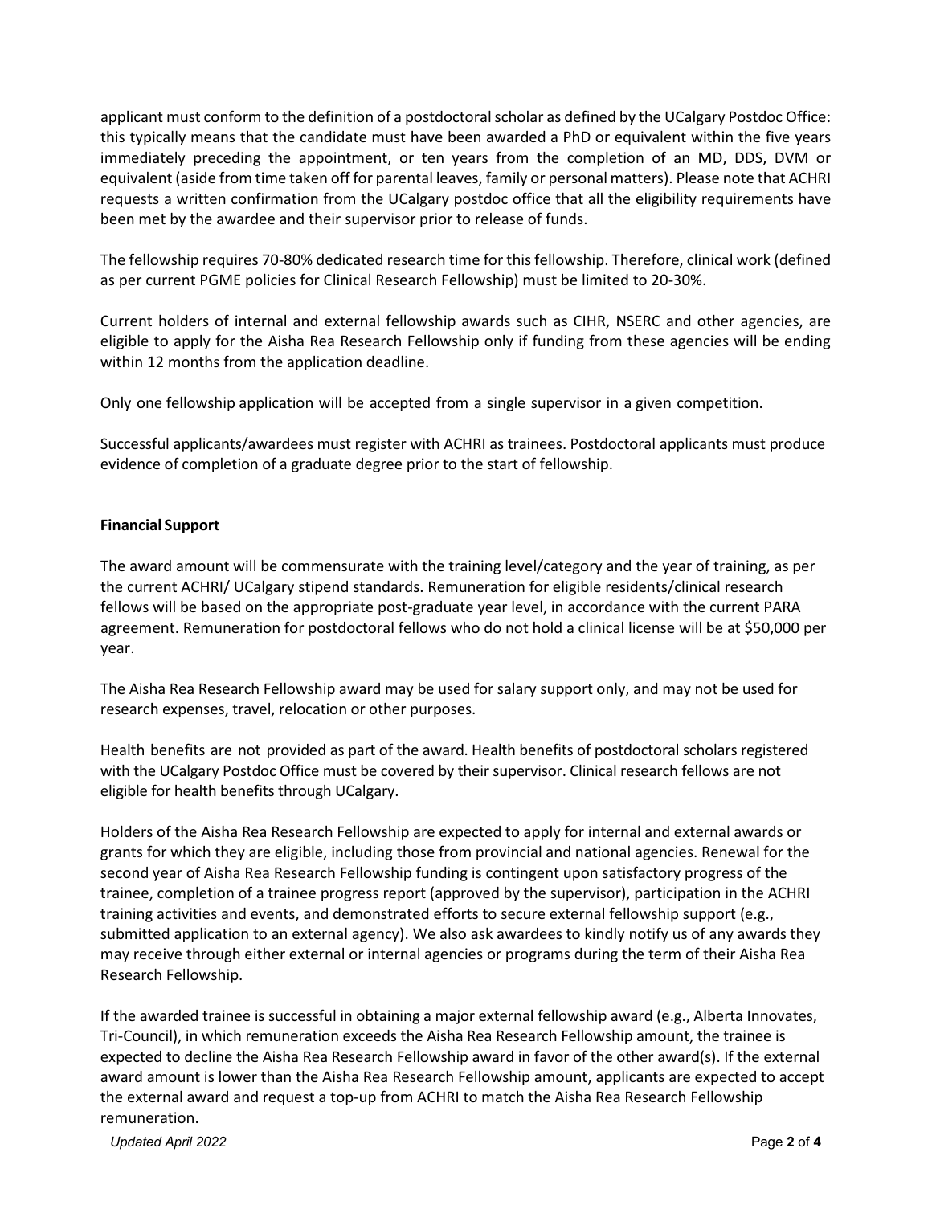applicant must conform to the definition of a postdoctoral scholar as defined by the UCalgary Postdoc Office: this typically means that the candidate must have been awarded a PhD or equivalent within the five years immediately preceding the appointment, or ten years from the completion of an MD, DDS, DVM or equivalent (aside from time taken off for parental leaves, family or personal matters). Please note that ACHRI requests a written confirmation from the UCalgary postdoc office that all the eligibility requirements have been met by the awardee and their supervisor prior to release of funds.

The fellowship requires 70-80% dedicated research time for this fellowship. Therefore, clinical work (defined as per current PGME policies for Clinical Research Fellowship) must be limited to 20-30%.

Current holders of internal and external fellowship awards such as CIHR, NSERC and other agencies, are eligible to apply for the Aisha Rea Research Fellowship only if funding from these agencies will be ending within 12 months from the application deadline.

Only one fellowship application will be accepted from a single supervisor in a given competition.

Successful applicants/awardees must register with ACHRI as trainees. Postdoctoral applicants must produce evidence of completion of a graduate degree prior to the start of fellowship.

**Financial Support**

The award amount will be commensurate with the training level/category and the year of training, as per the current ACHRI/ UCalgary stipend standards. Remuneration for eligible residents/clinical research fellows will be based on the appropriate post-graduate year level, in accordance with the current PARA agreement. Remuneration for postdoctoral fellows who do not hold a clinical license will be at $50,000 per year.

The Aisha Rea Research Fellowship award may be used for salary support only, and may not be used for research expenses, travel, relocation or other purposes.

Health benefits are not provided as part of the award. Health benefits of postdoctoral scholars registered with the UCalgary Postdoc Office must be covered by their supervisor. Clinical research fellows are not eligible for health benefits through UCalgary.

Holders of the Aisha Rea Research Fellowship are expected to apply for internal and external awards or grants for which they are eligible, including those from provincial and national agencies. Renewal for the second year of Aisha Rea Research Fellowship funding is contingent upon satisfactory progress of the trainee, completion of a trainee progress report (approved by the supervisor), participation in the ACHRI training activities and events, and demonstrated efforts to secure external fellowship support (e.g., submitted application to an external agency). We also ask awardees to kindly notify us of any awards they may receive through either external or internal agencies or programs during the term of their Aisha Rea Research Fellowship.

If the awarded trainee is successful in obtaining a major external fellowship award (e.g., Alberta Innovates, Tri-Council), in which remuneration exceeds the Aisha Rea Research Fellowship amount, the trainee is expected to decline the Aisha Rea Research Fellowship award in favor of the other award(s). If the external award amount is lower than the Aisha Rea Research Fellowship amount, applicants are expected to accept the external award and request a top-up from ACHRI to match the Aisha Rea Research Fellowship remuneration.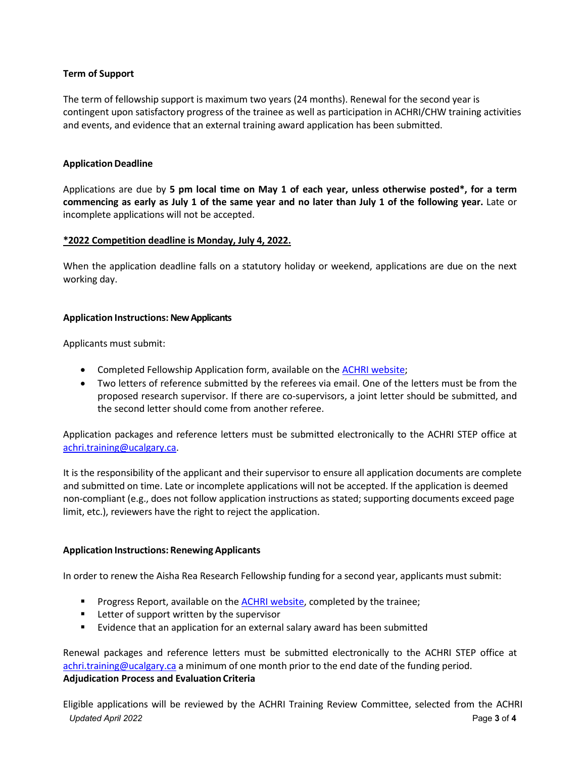**Term of Support**

The term of fellowship support is maximum two years (24 months). Renewal for the second year is contingent upon satisfactory progress of the trainee as well as participation in ACHRI/CHW training activities and events, and evidence that an external training award application has been submitted.

**Application Deadline**

Applications are due by **5 pm local time on May 1 of each year, unless otherwise posted*, for a term commencing as early as July 1 of the same year and no later than July 1 of the following year.** Late or incomplete applications will not be accepted.

**<u>*2022 Competition deadline is Monday, July 4, 2022.</u>**

When the application deadline falls on a statutory holiday or weekend, applications are due on the next working day.

**Application Instructions: New Applicants**

Applicants must submit:

- Completed Fellowship Application form, available on the [ACHRI website];
- Two letters of reference submitted by the referees via email. One of the letters must be from the proposed research supervisor. If there are co-supervisors, a joint letter should be submitted, and the second letter should come from another referee.

Application packages and reference letters must be submitted electronically to the ACHRI STEP office at achri.training@ucalgary.ca.

It is the responsibility of the applicant and their supervisor to ensure all application documents are complete and submitted on time. Late or incomplete applications will not be accepted. If the application is deemed non-compliant (e.g., does not follow application instructions as stated; supporting documents exceed page limit, etc.), reviewers have the right to reject the application.

**Application Instructions: Renewing Applicants**

In order to renew the Aisha Rea Research Fellowship funding for a second year, applicants must submit:

- Progress Report, available on the [ACHRI website], completed by the trainee;
- Letter of support written by the supervisor
- Evidence that an application for an external salary award has been submitted

Renewal packages and reference letters must be submitted electronically to the ACHRI STEP office at achri.training@ucalgary.ca a minimum of one month prior to the end date of the funding period.

**Adjudication Process and Evaluation Criteria**

Eligible applications will be reviewed by the ACHRI Training Review Committee, selected from the ACHRI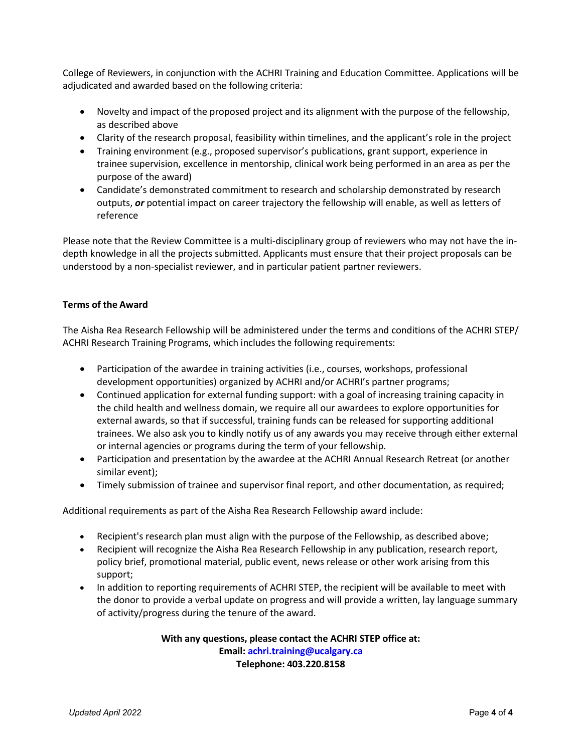College of Reviewers, in conjunction with the ACHRI Training and Education Committee. Applications will be adjudicated and awarded based on the following criteria:

- Novelty and impact of the proposed project and its alignment with the purpose of the fellowship, as described above
- Clarity of the research proposal, feasibility within timelines, and the applicant's role in the project
- Training environment (e.g., proposed supervisor's publications, grant support, experience in trainee supervision, excellence in mentorship, clinical work being performed in an area as per the purpose of the award)
- Candidate's demonstrated commitment to research and scholarship demonstrated by research outputs, ***or*** potential impact on career trajectory the fellowship will enable, as well as letters of reference

Please note that the Review Committee is a multi-disciplinary group of reviewers who may not have the in-depth knowledge in all the projects submitted. Applicants must ensure that their project proposals can be understood by a non-specialist reviewer, and in particular patient partner reviewers.

**Terms of the Award**

The Aisha Rea Research Fellowship will be administered under the terms and conditions of the ACHRI STEP/ ACHRI Research Training Programs, which includes the following requirements:

- Participation of the awardee in training activities (i.e., courses, workshops, professional development opportunities) organized by ACHRI and/or ACHRI's partner programs;
- Continued application for external funding support: with a goal of increasing training capacity in the child health and wellness domain, we require all our awardees to explore opportunities for external awards, so that if successful, training funds can be released for supporting additional trainees. We also ask you to kindly notify us of any awards you may receive through either external or internal agencies or programs during the term of your fellowship.
- Participation and presentation by the awardee at the ACHRI Annual Research Retreat (or another similar event);
- Timely submission of trainee and supervisor final report, and other documentation, as required;

Additional requirements as part of the Aisha Rea Research Fellowship award include:

- Recipient's research plan must align with the purpose of the Fellowship, as described above;
- Recipient will recognize the Aisha Rea Research Fellowship in any publication, research report, policy brief, promotional material, public event, news release or other work arising from this support;
- In addition to reporting requirements of ACHRI STEP, the recipient will be available to meet with the donor to provide a verbal update on progress and will provide a written, lay language summary of activity/progress during the tenure of the award.

**With any questions, please contact the ACHRI STEP office at:**
**Email: achri.training@ucalgary.ca**
**Telephone: 403.220.8158**

*Updated April 2022*